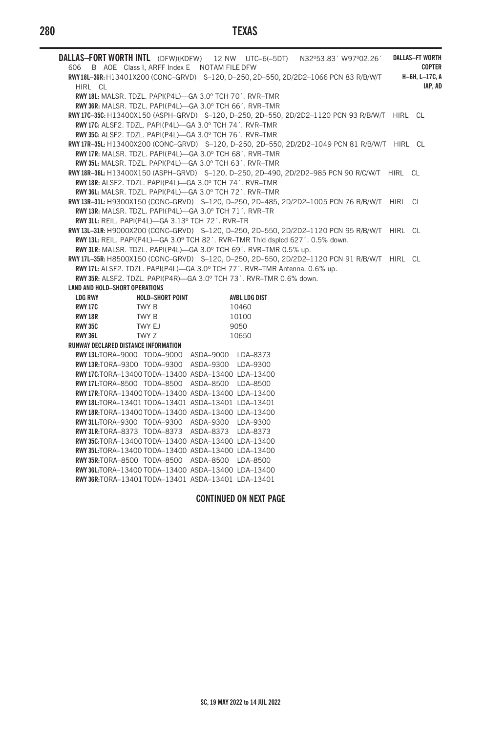**DALLAS–FORT WORTH INTL** (DFW)(KDFW) 12 NW UTC–6(–5DT) N32°53.83´ W97°02.26´ **DALLAS–FT WORTH**
606 B AOE Class I, ARFF Index E NOTAM FILE DFW **COPTER**
**RWY 18L–36R:** H13401X200 (CONC–GRVD) S–120, D–250, 2D–550, 2D/2D2–1066 PCN 83 R/B/W/T HIRL CL **H–6H, L–17C, A**
**IAP, AD**

**RWY 18L:** MALSR. TDZL. PAPI(P4L)—GA 3.0° TCH 70´. RVR–TMR
**RWY 36R:** MALSR. TDZL. PAPI(P4L)—GA 3.0° TCH 66´. RVR–TMR

**RWY 17C–35C:** H13400X150 (ASPH–GRVD) S–120, D–250, 2D–550, 2D/2D2–1120 PCN 93 R/B/W/T HIRL CL
**RWY 17C:** ALSF2. TDZL. PAPI(P4L)—GA 3.0° TCH 74´. RVR–TMR
**RWY 35C:** ALSF2. TDZL. PAPI(P4L)—GA 3.0° TCH 76´. RVR–TMR

**RWY 17R–35L:** H13400X200 (CONC–GRVD) S–120, D–250, 2D–550, 2D/2D2–1049 PCN 81 R/B/W/T HIRL CL
**RWY 17R:** MALSR. TDZL. PAPI(P4L)—GA 3.0° TCH 68´. RVR–TMR
**RWY 35L:** MALSR. TDZL. PAPI(P4L)—GA 3.0° TCH 63´. RVR–TMR

**RWY 18R–36L:** H13400X150 (ASPH–GRVD) S–120, D–250, 2D–490, 2D/2D2–985 PCN 90 R/C/W/T HIRL CL
**RWY 18R:** ALSF2. TDZL. PAPI(P4L)—GA 3.0° TCH 74´. RVR–TMR
**RWY 36L:** MALSR. TDZL. PAPI(P4L)—GA 3.0° TCH 72´. RVR–TMR

**RWY 13R–31L:** H9300X150 (CONC–GRVD) S–120, D–250, 2D–485, 2D/2D2–1005 PCN 76 R/B/W/T HIRL CL
**RWY 13R:** MALSR. TDZL. PAPI(P4L)—GA 3.0° TCH 71´. RVR–TR
**RWY 31L:** REIL. PAPI(P4L)—GA 3.13° TCH 72´. RVR–TR

**RWY 13L–31R:** H9000X200 (CONC–GRVD) S–120, D–250, 2D–550, 2D/2D2–1120 PCN 95 R/B/W/T HIRL CL
**RWY 13L:** REIL. PAPI(P4L)—GA 3.0° TCH 82´. RVR–TMR Thld dsplcd 627´. 0.5% down.
**RWY 31R:** MALSR. TDZL. PAPI(P4L)—GA 3.0° TCH 69´. RVR–TMR 0.5% up.

**RWY 17L–35R:** H8500X150 (CONC–GRVD) S–120, D–250, 2D–550, 2D/2D2–1120 PCN 91 R/B/W/T HIRL CL
**RWY 17L:** ALSF2. TDZL. PAPI(P4L)—GA 3.0° TCH 77´. RVR–TMR Antenna. 0.6% up.
**RWY 35R:** ALSF2. TDZL. PAPI(P4R)—GA 3.0° TCH 73´. RVR–TMR 0.6% down.

**LAND AND HOLD–SHORT OPERATIONS**

| LDG RWY | HOLD–SHORT POINT | AVBL LDG DIST |
|---|---|---|
| RWY 17C | TWY B | 10460 |
| RWY 18R | TWY B | 10100 |
| RWY 35C | TWY EJ | 9050 |
| RWY 36L | TWY Z | 10650 |

**RUNWAY DECLARED DISTANCE INFORMATION**

| RWY | TORA | TODA | ASDA | LDA |
|---|---|---|---|---|
| RWY 13L | 9000 | 9000 | 9000 | 8373 |
| RWY 13R | 9300 | 9300 | 9300 | 9300 |
| RWY 17C | 13400 | 13400 | 13400 | 13400 |
| RWY 17L | 8500 | 8500 | 8500 | 8500 |
| RWY 17R | 13400 | 13400 | 13400 | 13400 |
| RWY 18L | 13401 | 13401 | 13401 | 13401 |
| RWY 18R | 13400 | 13400 | 13400 | 13400 |
| RWY 31L | 9300 | 9300 | 9300 | 9300 |
| RWY 31R | 8373 | 8373 | 8373 | 8373 |
| RWY 35C | 13400 | 13400 | 13400 | 13400 |
| RWY 35L | 13400 | 13400 | 13400 | 13400 |
| RWY 35R | 8500 | 8500 | 8500 | 8500 |
| RWY 36L | 13400 | 13400 | 13400 | 13400 |
| RWY 36R | 13401 | 13401 | 13401 | 13401 |

**CONTINUED ON NEXT PAGE**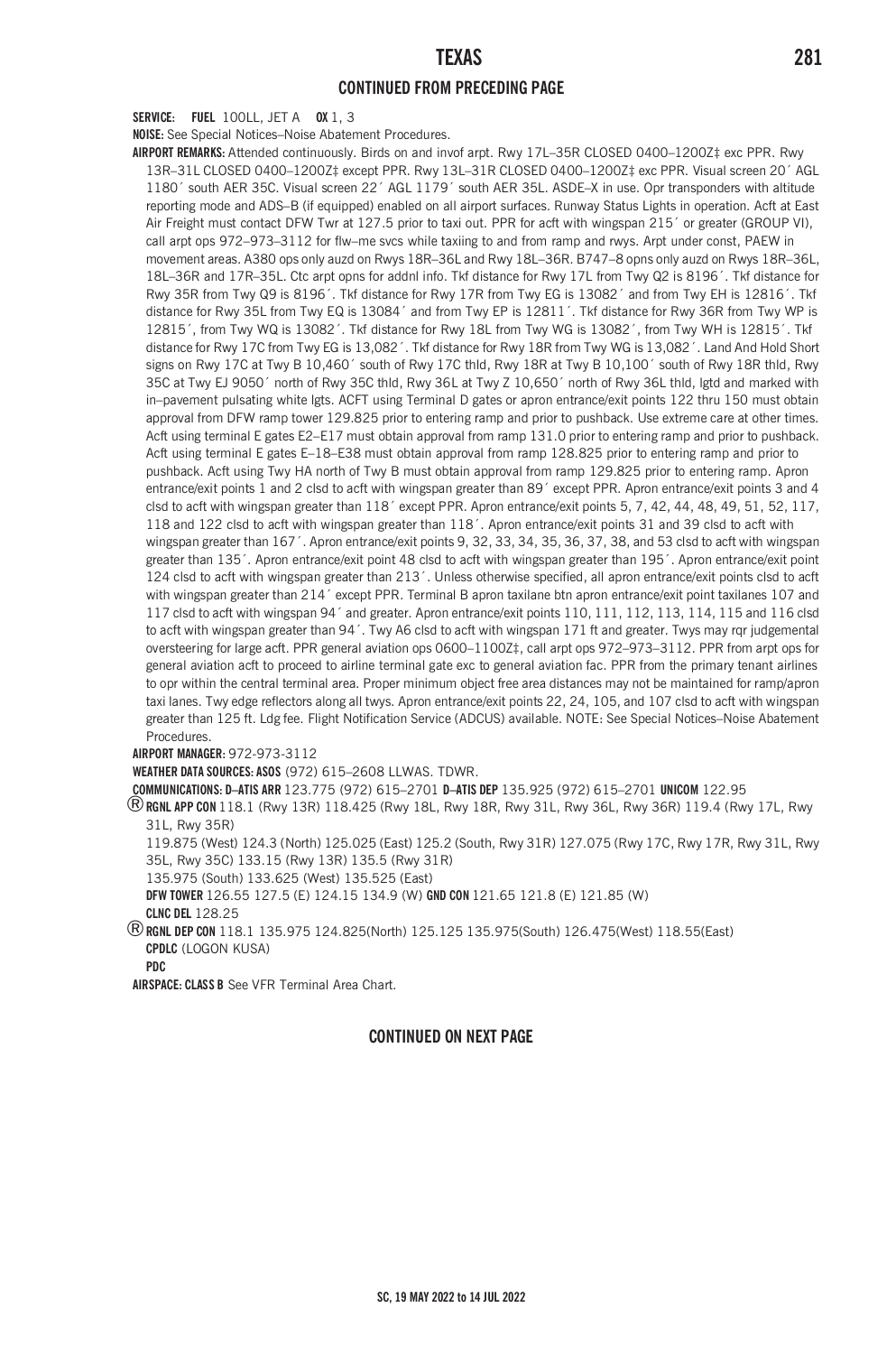**CONTINUED FROM PRECEDING PAGE**

**SERVICE:** **FUEL** 100LL, JET A **OX** 1, 3

**NOISE:** See Special Notices–Noise Abatement Procedures.

**AIRPORT REMARKS:** Attended continuously. Birds on and invof arpt. Rwy 17L–35R CLOSED 0400–1200Z‡ exc PPR. Rwy 13R–31L CLOSED 0400–1200Z‡ except PPR. Rwy 13L–31R CLOSED 0400–1200Z‡ exc PPR. Visual screen 20´ AGL 1180´ south AER 35C. Visual screen 22´ AGL 1179´ south AER 35L. ASDE–X in use. Opr transponders with altitude reporting mode and ADS–B (if equipped) enabled on all airport surfaces. Runway Status Lights in operation. Acft at East Air Freight must contact DFW Twr at 127.5 prior to taxi out. PPR for acft with wingspan 215´ or greater (GROUP VI), call arpt ops 972–973–3112 for flw–me svcs while taxiing to and from ramp and rwys. Arpt under const, PAEW in movement areas. A380 ops only auzd on Rwys 18R–36L and Rwy 18L–36R. B747–8 opns only auzd on Rwys 18R–36L, 18L–36R and 17R–35L. Ctc arpt opns for addnl info. Tkf distance for Rwy 17L from Twy Q2 is 8196´. Tkf distance for Rwy 35R from Twy Q9 is 8196´. Tkf distance for Rwy 17R from Twy EG is 13082´ and from Twy EH is 12816´. Tkf distance for Rwy 35L from Twy EQ is 13084´ and from Twy EP is 12811´. Tkf distance for Rwy 36R from Twy WP is 12815´, from Twy WQ is 13082´. Tkf distance for Rwy 18L from Twy WG is 13082´, from Twy WH is 12815´. Tkf distance for Rwy 17C from Twy EG is 13,082´. Tkf distance for Rwy 18R from Twy WG is 13,082´. Land And Hold Short signs on Rwy 17C at Twy B 10,460´ south of Rwy 17C thld, Rwy 18R at Twy B 10,100´ south of Rwy 18R thld, Rwy 35C at Twy EJ 9050´ north of Rwy 35C thld, Rwy 36L at Twy Z 10,650´ north of Rwy 36L thld, lgtd and marked with in–pavement pulsating white lgts. ACFT using Terminal D gates or apron entrance/exit points 122 thru 150 must obtain approval from DFW ramp tower 129.825 prior to entering ramp and prior to pushback. Use extreme care at other times. Acft using terminal E gates E2–E17 must obtain approval from ramp 131.0 prior to entering ramp and prior to pushback. Acft using terminal E gates E–18–E38 must obtain approval from ramp 128.825 prior to entering ramp and prior to pushback. Acft using Twy HA north of Twy B must obtain approval from ramp 129.825 prior to entering ramp. Apron entrance/exit points 1 and 2 clsd to acft with wingspan greater than 89´ except PPR. Apron entrance/exit points 3 and 4 clsd to acft with wingspan greater than 118´ except PPR. Apron entrance/exit points 5, 7, 42, 44, 48, 49, 51, 52, 117, 118 and 122 clsd to acft with wingspan greater than 118´. Apron entrance/exit points 31 and 39 clsd to acft with wingspan greater than 167´. Apron entrance/exit points 9, 32, 33, 34, 35, 36, 37, 38, and 53 clsd to acft with wingspan greater than 135´. Apron entrance/exit point 48 clsd to acft with wingspan greater than 195´. Apron entrance/exit point 124 clsd to acft with wingspan greater than 213´. Unless otherwise specified, all apron entrance/exit points clsd to acft with wingspan greater than 214´ except PPR. Terminal B apron taxilane btn apron entrance/exit point taxilanes 107 and 117 clsd to acft with wingspan 94´ and greater. Apron entrance/exit points 110, 111, 112, 113, 114, 115 and 116 clsd to acft with wingspan greater than 94´. Twy A6 clsd to acft with wingspan 171 ft and greater. Twys may rqr judgemental oversteering for large acft. PPR general aviation ops 0600–1100Z‡, call arpt ops 972–973–3112. PPR from arpt ops for general aviation acft to proceed to airline terminal gate exc to general aviation fac. PPR from the primary tenant airlines to opr within the central terminal area. Proper minimum object free area distances may not be maintained for ramp/apron taxi lanes. Twy edge reflectors along all twys. Apron entrance/exit points 22, 24, 105, and 107 clsd to acft with wingspan greater than 125 ft. Ldg fee. Flight Notification Service (ADCUS) available. NOTE: See Special Notices–Noise Abatement Procedures.

**AIRPORT MANAGER:** 972-973-3112

**WEATHER DATA SOURCES:** **ASOS** (972) 615–2608 LLWAS. TDWR.

**COMMUNICATIONS:** **D–ATIS ARR** 123.775 (972) 615–2701 **D–ATIS DEP** 135.925 (972) 615–2701 **UNICOM** 122.95

® **RGNL APP CON** 118.1 (Rwy 13R) 118.425 (Rwy 18L, Rwy 18R, Rwy 31L, Rwy 36L, Rwy 36R) 119.4 (Rwy 17L, Rwy 31L, Rwy 35R)
119.875 (West) 124.3 (North) 125.025 (East) 125.2 (South, Rwy 31R) 127.075 (Rwy 17C, Rwy 17R, Rwy 31L, Rwy 35L, Rwy 35C) 133.15 (Rwy 13R) 135.5 (Rwy 31R)
135.975 (South) 133.625 (West) 135.525 (East)

**DFW TOWER** 126.55 127.5 (E) 124.15 134.9 (W) **GND CON** 121.65 121.8 (E) 121.85 (W)

**CLNC DEL** 128.25

® **RGNL DEP CON** 118.1 135.975 124.825(North) 125.125 135.975(South) 126.475(West) 118.55(East)

**CPDLC** (LOGON KUSA)

**PDC**

**AIRSPACE:** **CLASS B** See VFR Terminal Area Chart.

**CONTINUED ON NEXT PAGE**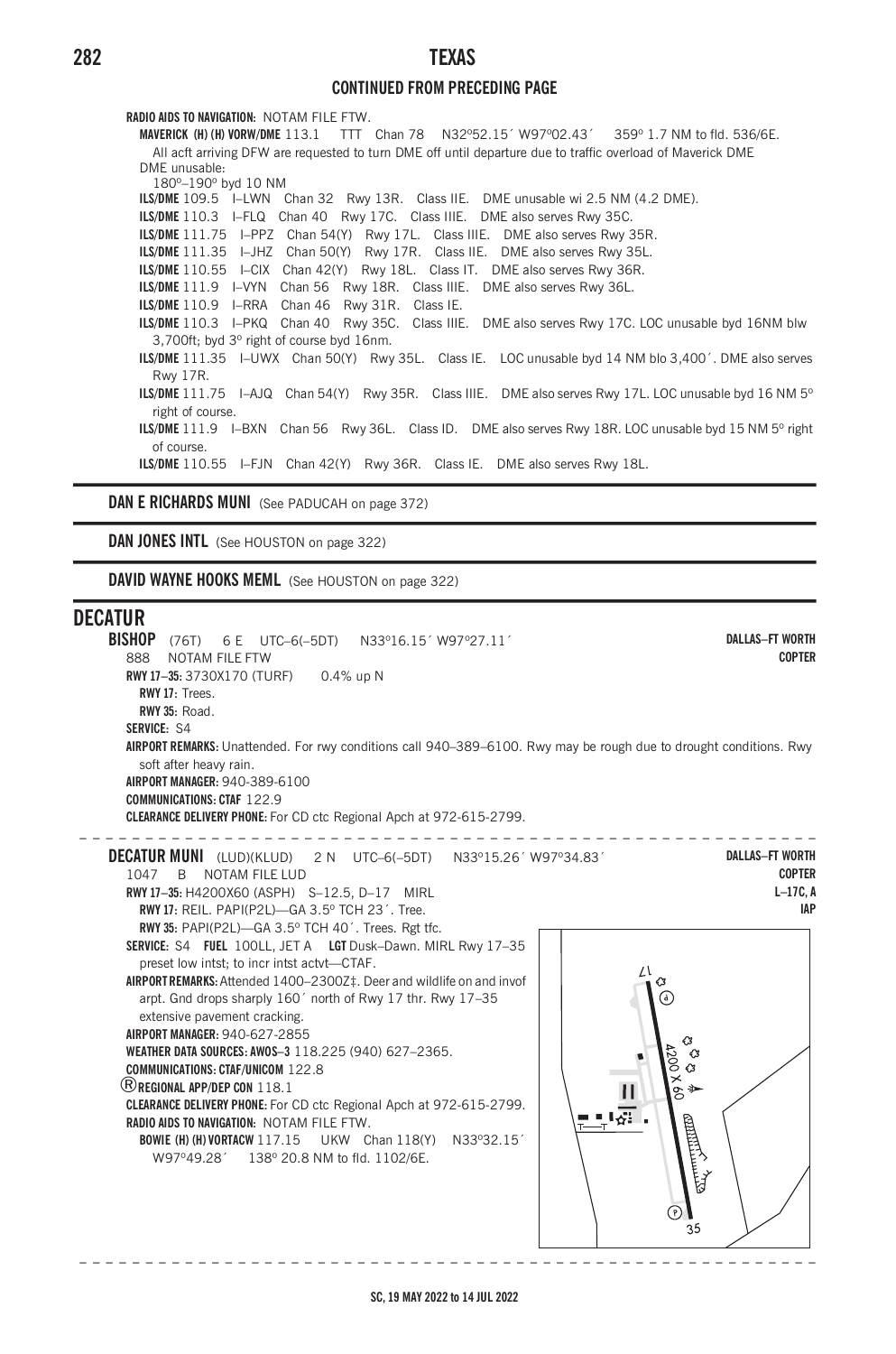## CONTINUED FROM PRECEDING PAGE

**RADIO AIDS TO NAVIGATION:** NOTAM FILE FTW.

**MAVERICK (H) (H) VORW/DME** 113.1 TTT Chan 78 N32º52.15´ W97º02.43´ 359º 1.7 NM to fld. 536/6E.
All acft arriving DFW are requested to turn DME off until departure due to traffic overload of Maverick DME
DME unusable:
180º–190º byd 10 NM

**ILS/DME** 109.5 I–LWN Chan 32 Rwy 13R. Class IIE. DME unusable wi 2.5 NM (4.2 DME).
**ILS/DME** 110.3 I–FLQ Chan 40 Rwy 17C. Class IIIE. DME also serves Rwy 35C.
**ILS/DME** 111.75 I–PPZ Chan 54(Y) Rwy 17L. Class IIIE. DME also serves Rwy 35R.
**ILS/DME** 111.35 I–JHZ Chan 50(Y) Rwy 17R. Class IIE. DME also serves Rwy 35L.
**ILS/DME** 110.55 I–CIX Chan 42(Y) Rwy 18L. Class IT. DME also serves Rwy 36R.
**ILS/DME** 111.9 I–VYN Chan 56 Rwy 18R. Class IIIE. DME also serves Rwy 36L.
**ILS/DME** 110.9 I–RRA Chan 46 Rwy 31R. Class IE.
**ILS/DME** 110.3 I–PKQ Chan 40 Rwy 35C. Class IIIE. DME also serves Rwy 17C. LOC unusable byd 16NM blw 3,700ft; byd 3º right of course byd 16nm.
**ILS/DME** 111.35 I–UWX Chan 50(Y) Rwy 35L. Class IE. LOC unusable byd 14 NM blo 3,400´. DME also serves Rwy 17R.
**ILS/DME** 111.75 I–AJQ Chan 54(Y) Rwy 35R. Class IIIE. DME also serves Rwy 17L. LOC unusable byd 16 NM 5º right of course.
**ILS/DME** 111.9 I–BXN Chan 56 Rwy 36L. Class ID. DME also serves Rwy 18R. LOC unusable byd 15 NM 5º right of course.
**ILS/DME** 110.55 I–FJN Chan 42(Y) Rwy 36R. Class IE. DME also serves Rwy 18L.

---

**DAN E RICHARDS MUNI** (See PADUCAH on page 372)

---

**DAN JONES INTL** (See HOUSTON on page 322)

---

**DAVID WAYNE HOOKS MEML** (See HOUSTON on page 322)

---

## DECATUR

**BISHOP** (76T) 6 E UTC–6(–5DT) N33º16.15´ W97º27.11´ — **DALLAS–FT WORTH COPTER**
888 NOTAM FILE FTW
**RWY 17–35:** 3730X170 (TURF) 0.4% up N
**RWY 17:** Trees.
**RWY 35:** Road.
**SERVICE:** S4
**AIRPORT REMARKS:** Unattended. For rwy conditions call 940–389–6100. Rwy may be rough due to drought conditions. Rwy soft after heavy rain.
**AIRPORT MANAGER:** 940-389-6100
**COMMUNICATIONS: CTAF** 122.9
**CLEARANCE DELIVERY PHONE:** For CD ctc Regional Apch at 972-615-2799.

---

**DECATUR MUNI** (LUD)(KLUD) 2 N UTC–6(–5DT) N33º15.26´ W97º34.83´ — **DALLAS–FT WORTH COPTER L–17C, A IAP**
1047 B NOTAM FILE LUD
**RWY 17–35:** H4200X60 (ASPH) S–12.5, D–17 MIRL
**RWY 17:** REIL. PAPI(P2L)—GA 3.5º TCH 23´. Tree.
**RWY 35:** PAPI(P2L)—GA 3.5º TCH 40´. Trees. Rgt tfc.
**SERVICE:** S4 **FUEL** 100LL, JET A **LGT** Dusk–Dawn. MIRL Rwy 17–35 preset low intst; to incr intst actvt—CTAF.
**AIRPORT REMARKS:** Attended 1400–2300Z‡. Deer and wildlife on and invof arpt. Gnd drops sharply 160´ north of Rwy 17 thr. Rwy 17–35 extensive pavement cracking.
**AIRPORT MANAGER:** 940-627-2855
**WEATHER DATA SOURCES: AWOS–3** 118.225 (940) 627–2365.
**COMMUNICATIONS: CTAF/UNICOM** 122.8
®**REGIONAL APP/DEP CON** 118.1
**CLEARANCE DELIVERY PHONE:** For CD ctc Regional Apch at 972-615-2799.
**RADIO AIDS TO NAVIGATION:** NOTAM FILE FTW.
**BOWIE (H) (H) VORTACW** 117.15 UKW Chan 118(Y) N33º32.15´ W97º49.28´ 138º 20.8 NM to fld. 1102/6E.

17
4200 X 60
35

SC, 19 MAY 2022 to 14 JUL 2022